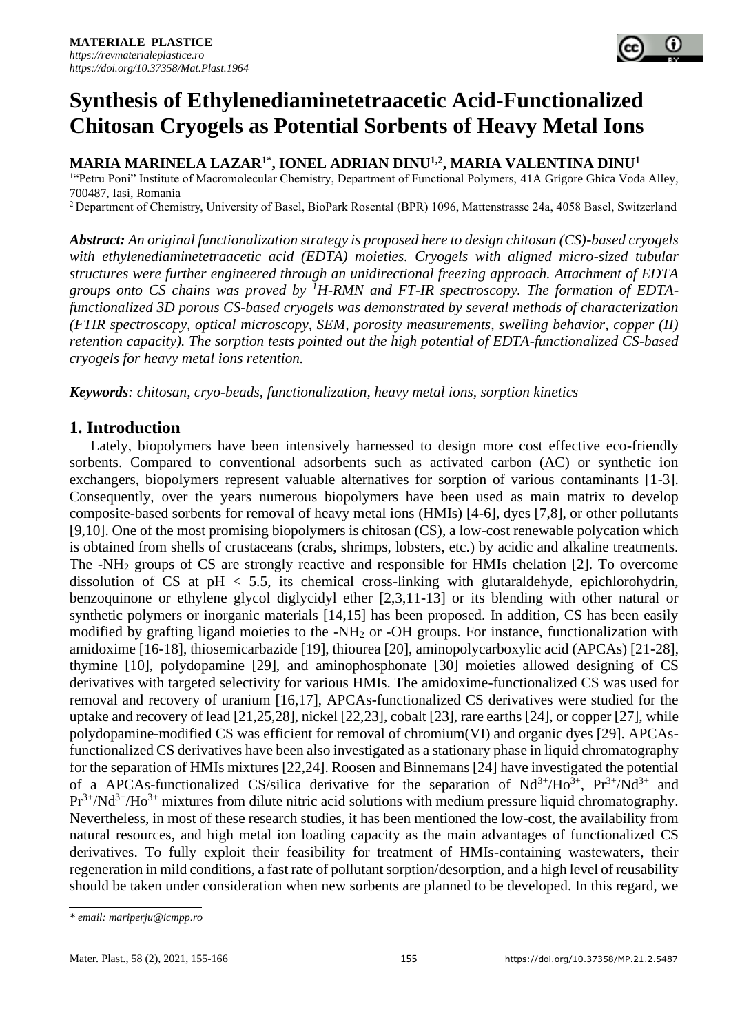# Synthesis of Ethylenediaminetetraacetic Acid-Functionalized Chitosan Cryogels as Potential Sorbents of Heavy Metal Ions

**MARIA MARINELA LAZAR[1*], IONEL ADRIAN DINU[1,2], MARIA VALENTINA DINU[1]**

[1] "Petru Poni" Institute of Macromolecular Chemistry, Department of Functional Polymers, 41A Grigore Ghica Voda Alley, 700487, Iasi, Romania

[2] Department of Chemistry, University of Basel, BioPark Rosental (BPR) 1096, Mattenstrasse 24a, 4058 Basel, Switzerland

***Abstract:*** *An original functionalization strategy is proposed here to design chitosan (CS)-based cryogels with ethylenediaminetetraacetic acid (EDTA) moieties. Cryogels with aligned micro-sized tubular structures were further engineered through an unidirectional freezing approach. Attachment of EDTA groups onto CS chains was proved by $^1$H-RMN and FT-IR spectroscopy. The formation of EDTA-functionalized 3D porous CS-based cryogels was demonstrated by several methods of characterization (FTIR spectroscopy, optical microscopy, SEM, porosity measurements, swelling behavior, copper (II) retention capacity). The sorption tests pointed out the high potential of EDTA-functionalized CS-based cryogels for heavy metal ions retention.*

***Keywords****: chitosan, cryo-beads, functionalization, heavy metal ions, sorption kinetics*

## 1. Introduction

Lately, biopolymers have been intensively harnessed to design more cost effective eco-friendly sorbents. Compared to conventional adsorbents such as activated carbon (AC) or synthetic ion exchangers, biopolymers represent valuable alternatives for sorption of various contaminants [1-3]. Consequently, over the years numerous biopolymers have been used as main matrix to develop composite-based sorbents for removal of heavy metal ions (HMIs) [4-6], dyes [7,8], or other pollutants [9,10]. One of the most promising biopolymers is chitosan (CS), a low-cost renewable polycation which is obtained from shells of crustaceans (crabs, shrimps, lobsters, etc.) by acidic and alkaline treatments. The -$NH_2$ groups of CS are strongly reactive and responsible for HMIs chelation [2]. To overcome dissolution of CS at pH < 5.5, its chemical cross-linking with glutaraldehyde, epichlorohydrin, benzoquinone or ethylene glycol diglycidyl ether [2,3,11-13] or its blending with other natural or synthetic polymers or inorganic materials [14,15] has been proposed. In addition, CS has been easily modified by grafting ligand moieties to the -$NH_2$ or -OH groups. For instance, functionalization with amidoxime [16-18], thiosemicarbazide [19], thiourea [20], aminopolycarboxylic acid (APCAs) [21-28], thymine [10], polydopamine [29], and aminophosphonate [30] moieties allowed designing of CS derivatives with targeted selectivity for various HMIs. The amidoxime-functionalized CS was used for removal and recovery of uranium [16,17], APCAs-functionalized CS derivatives were studied for the uptake and recovery of lead [21,25,28], nickel [22,23], cobalt [23], rare earths [24], or copper [27], while polydopamine-modified CS was efficient for removal of chromium(VI) and organic dyes [29]. APCAs-functionalized CS derivatives have been also investigated as a stationary phase in liquid chromatography for the separation of HMIs mixtures [22,24]. Roosen and Binnemans [24] have investigated the potential of a APCAs-functionalized CS/silica derivative for the separation of $Nd^{3+}$/$Ho^{3+}$, $Pr^{3+}$/$Nd^{3+}$ and $Pr^{3+}$/$Nd^{3+}$/$Ho^{3+}$ mixtures from dilute nitric acid solutions with medium pressure liquid chromatography. Nevertheless, in most of these research studies, it has been mentioned the low-cost, the availability from natural resources, and high metal ion loading capacity as the main advantages of functionalized CS derivatives. To fully exploit their feasibility for treatment of HMIs-containing wastewaters, their regeneration in mild conditions, a fast rate of pollutant sorption/desorption, and a high level of reusability should be taken under consideration when new sorbents are planned to be developed. In this regard, we

---

*\* email: mariperju@icmpp.ro*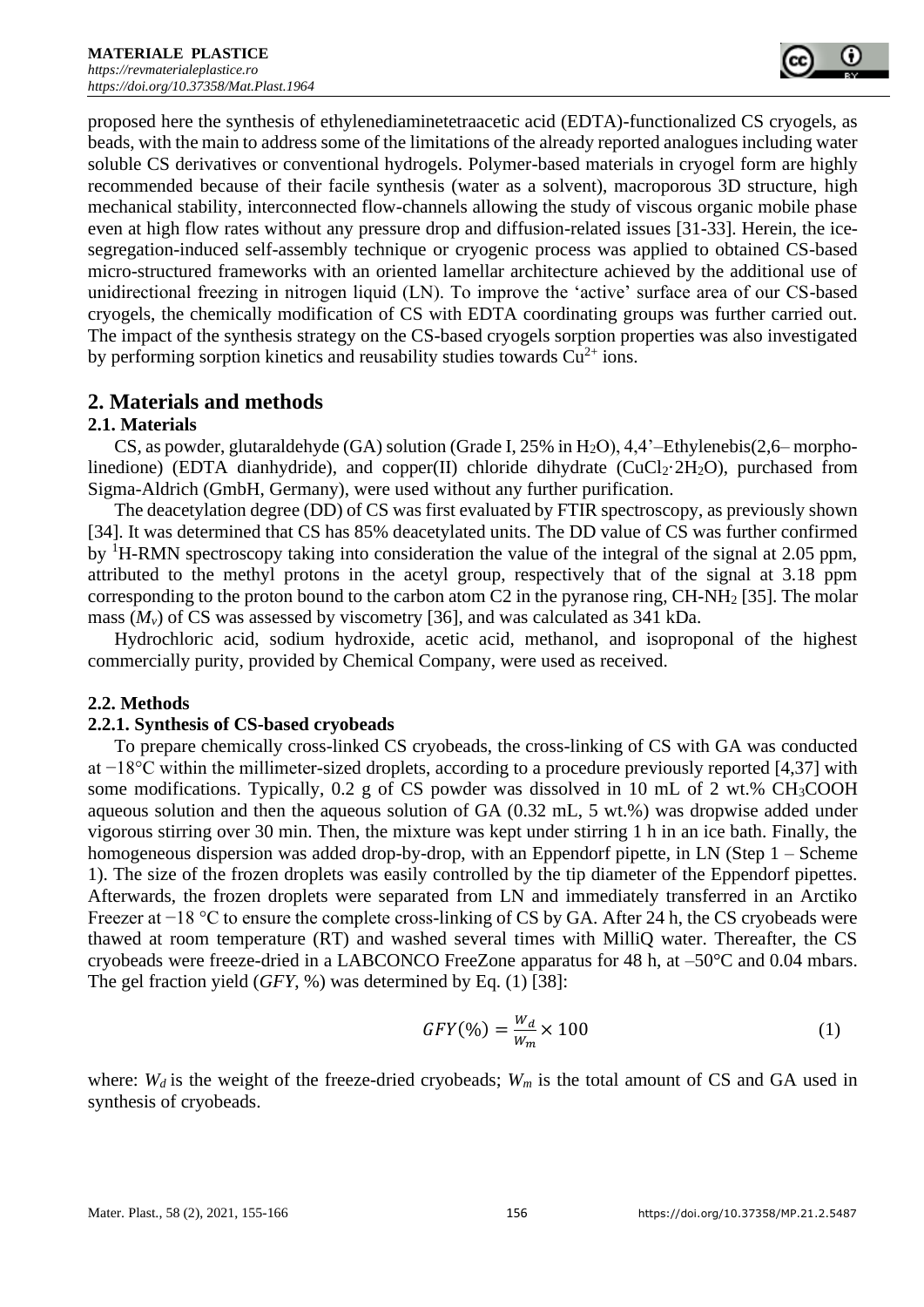proposed here the synthesis of ethylenediaminetetraacetic acid (EDTA)-functionalized CS cryogels, as beads, with the main to address some of the limitations of the already reported analogues including water soluble CS derivatives or conventional hydrogels. Polymer-based materials in cryogel form are highly recommended because of their facile synthesis (water as a solvent), macroporous 3D structure, high mechanical stability, interconnected flow-channels allowing the study of viscous organic mobile phase even at high flow rates without any pressure drop and diffusion-related issues [31-33]. Herein, the ice-segregation-induced self-assembly technique or cryogenic process was applied to obtained CS-based micro-structured frameworks with an oriented lamellar architecture achieved by the additional use of unidirectional freezing in nitrogen liquid (LN). To improve the 'active' surface area of our CS-based cryogels, the chemically modification of CS with EDTA coordinating groups was further carried out. The impact of the synthesis strategy on the CS-based cryogels sorption properties was also investigated by performing sorption kinetics and reusability studies towards $Cu^{2+}$ ions.

## 2. Materials and methods

### 2.1. Materials

CS, as powder, glutaraldehyde (GA) solution (Grade I, 25% in $H_2O$), 4,4'–Ethylenebis(2,6– morpholinedione) (EDTA dianhydride), and copper(II) chloride dihydrate ($CuCl_2{\cdot}2H_2O$), purchased from Sigma-Aldrich (GmbH, Germany), were used without any further purification.

The deacetylation degree (DD) of CS was first evaluated by FTIR spectroscopy, as previously shown [34]. It was determined that CS has 85% deacetylated units. The DD value of CS was further confirmed by $^1$H-RMN spectroscopy taking into consideration the value of the integral of the signal at 2.05 ppm, attributed to the methyl protons in the acetyl group, respectively that of the signal at 3.18 ppm corresponding to the proton bound to the carbon atom C2 in the pyranose ring, $CH\text{-}NH_2$ [35]. The molar mass ($M_v$) of CS was assessed by viscometry [36], and was calculated as 341 kDa.

Hydrochloric acid, sodium hydroxide, acetic acid, methanol, and isoproponal of the highest commercially purity, provided by Chemical Company, were used as received.

### 2.2. Methods

#### 2.2.1. Synthesis of CS-based cryobeads

To prepare chemically cross-linked CS cryobeads, the cross-linking of CS with GA was conducted at −18°C within the millimeter-sized droplets, according to a procedure previously reported [4,37] with some modifications. Typically, 0.2 g of CS powder was dissolved in 10 mL of 2 wt.% $CH_3COOH$ aqueous solution and then the aqueous solution of GA (0.32 mL, 5 wt.%) was dropwise added under vigorous stirring over 30 min. Then, the mixture was kept under stirring 1 h in an ice bath. Finally, the homogeneous dispersion was added drop-by-drop, with an Eppendorf pipette, in LN (Step 1 – Scheme 1). The size of the frozen droplets was easily controlled by the tip diameter of the Eppendorf pipettes. Afterwards, the frozen droplets were separated from LN and immediately transferred in an Arctiko Freezer at −18 °C to ensure the complete cross-linking of CS by GA. After 24 h, the CS cryobeads were thawed at room temperature (RT) and washed several times with MilliQ water. Thereafter, the CS cryobeads were freeze-dried in a LABCONCO FreeZone apparatus for 48 h, at –50°C and 0.04 mbars. The gel fraction yield (*GFY*, %) was determined by Eq. (1) [38]:

$$GFY(\%) = \frac{W_d}{W_m} \times 100 \tag{1}$$

where: $W_d$ is the weight of the freeze-dried cryobeads; $W_m$ is the total amount of CS and GA used in synthesis of cryobeads.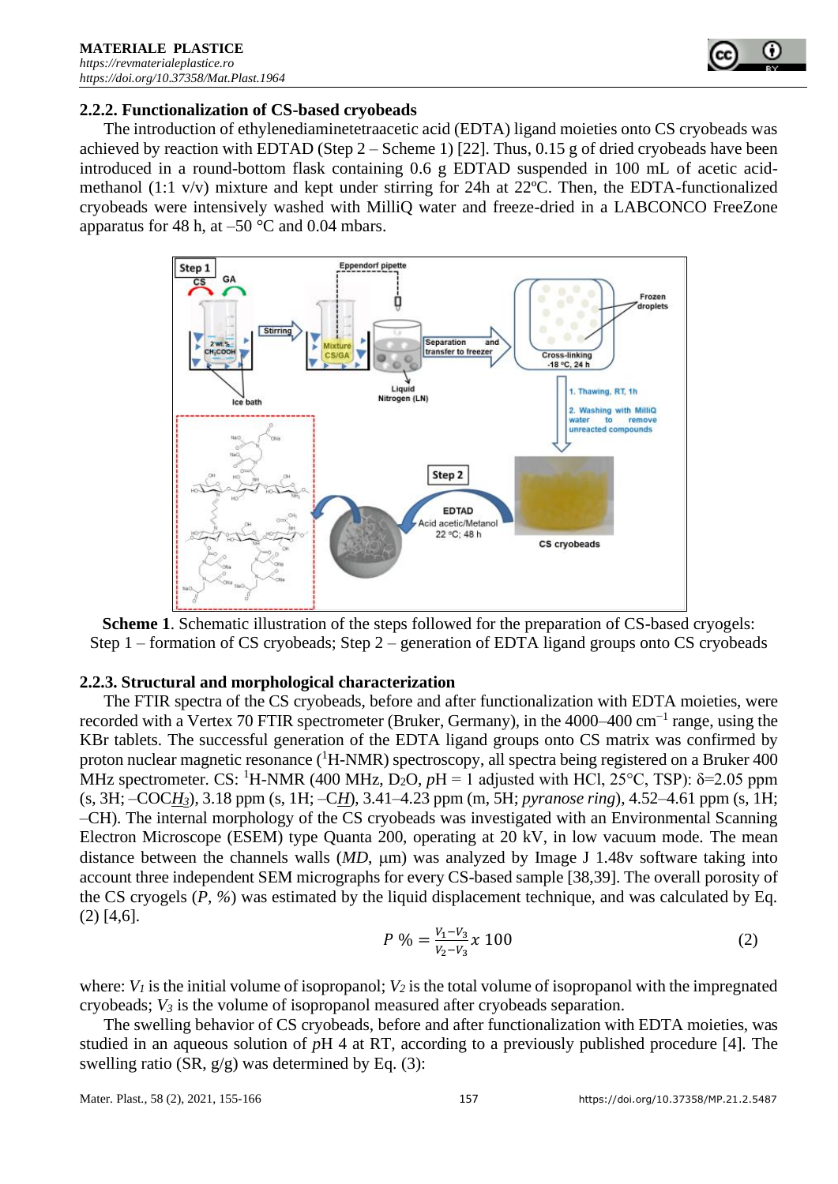### 2.2.2. Functionalization of CS-based cryobeads

The introduction of ethylenediaminetetraacetic acid (EDTA) ligand moieties onto CS cryobeads was achieved by reaction with EDTAD (Step 2 – Scheme 1) [22]. Thus, 0.15 g of dried cryobeads have been introduced in a round-bottom flask containing 0.6 g EDTAD suspended in 100 mL of acetic acid-methanol (1:1 v/v) mixture and kept under stirring for 24h at 22ºC. Then, the EDTA-functionalized cryobeads were intensively washed with MilliQ water and freeze-dried in a LABCONCO FreeZone apparatus for 48 h, at –50 °C and 0.04 mbars.

**Scheme 1**. Schematic illustration of the steps followed for the preparation of CS-based cryogels: Step 1 – formation of CS cryobeads; Step 2 – generation of EDTA ligand groups onto CS cryobeads

### 2.2.3. Structural and morphological characterization

The FTIR spectra of the CS cryobeads, before and after functionalization with EDTA moieties, were recorded with a Vertex 70 FTIR spectrometer (Bruker, Germany), in the 4000–400 $cm^{-1}$ range, using the KBr tablets. The successful generation of the EDTA ligand groups onto CS matrix was confirmed by proton nuclear magnetic resonance ($^1$H-NMR) spectroscopy, all spectra being registered on a Bruker 400 MHz spectrometer. CS: $^1$H-NMR (400 MHz, $D_2O$, *p*H = 1 adjusted with HCl, 25°C, TSP): δ=2.05 ppm (s, 3H; –COC*H₃*), 3.18 ppm (s, 1H; –C*H*), 3.41–4.23 ppm (m, 5H; *pyranose ring*), 4.52–4.61 ppm (s, 1H; –CH). The internal morphology of the CS cryobeads was investigated with an Environmental Scanning Electron Microscope (ESEM) type Quanta 200, operating at 20 kV, in low vacuum mode. The mean distance between the channels walls (*MD*, μm) was analyzed by Image J 1.48v software taking into account three independent SEM micrographs for every CS-based sample [38,39]. The overall porosity of the CS cryogels (*P*, *%*) was estimated by the liquid displacement technique, and was calculated by Eq. (2) [4,6].

$$P\ \% = \frac{V_1 - V_3}{V_2 - V_3} x\ 100 \qquad (2)$$

where: $V_1$ is the initial volume of isopropanol; $V_2$ is the total volume of isopropanol with the impregnated cryobeads; $V_3$ is the volume of isopropanol measured after cryobeads separation.

The swelling behavior of CS cryobeads, before and after functionalization with EDTA moieties, was studied in an aqueous solution of *p*H 4 at RT, according to a previously published procedure [4]. The swelling ratio (SR, g/g) was determined by Eq. (3):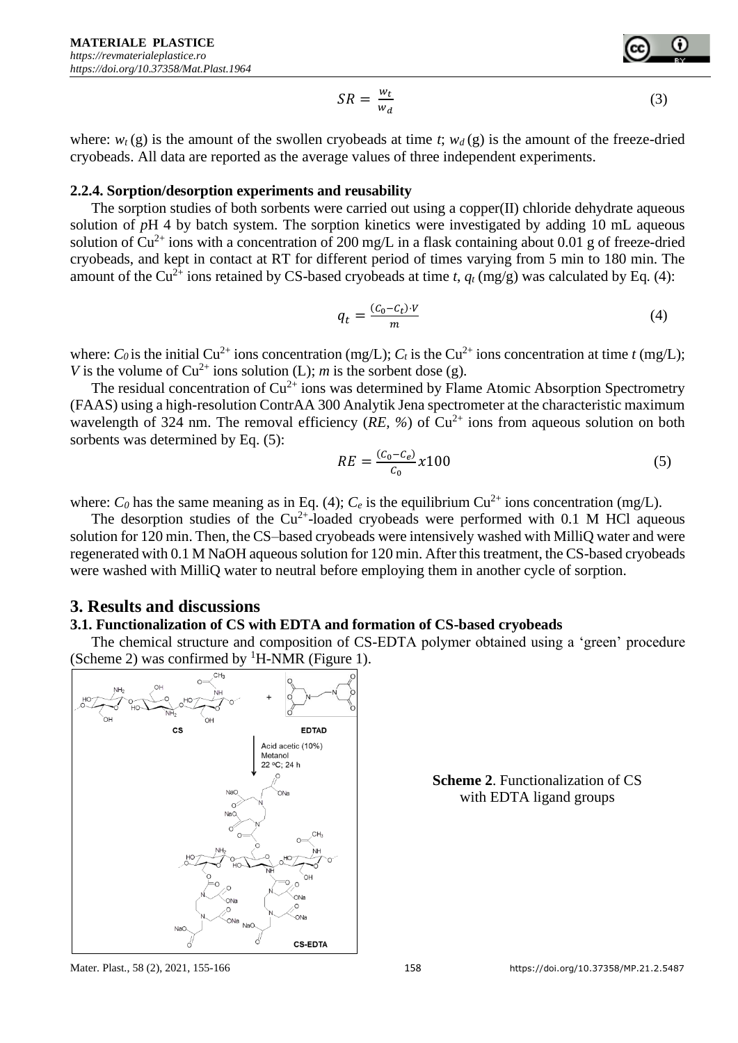$$SR = \frac{w_t}{w_d} \quad (3)$$

where: $w_t$ (g) is the amount of the swollen cryobeads at time $t$; $w_d$ (g) is the amount of the freeze-dried cryobeads. All data are reported as the average values of three independent experiments.

### 2.2.4. Sorption/desorption experiments and reusability

The sorption studies of both sorbents were carried out using a copper(II) chloride dehydrate aqueous solution of *p*H 4 by batch system. The sorption kinetics were investigated by adding 10 mL aqueous solution of $Cu^{2+}$ ions with a concentration of 200 mg/L in a flask containing about 0.01 g of freeze-dried cryobeads, and kept in contact at RT for different period of times varying from 5 min to 180 min. The amount of the $Cu^{2+}$ ions retained by CS-based cryobeads at time $t$, $q_t$ (mg/g) was calculated by Eq. (4):

$$q_t = \frac{(C_0 - C_t) \cdot V}{m} \quad (4)$$

where: $C_0$ is the initial $Cu^{2+}$ ions concentration (mg/L); $C_t$ is the $Cu^{2+}$ ions concentration at time $t$ (mg/L); $V$ is the volume of $Cu^{2+}$ ions solution (L); $m$ is the sorbent dose (g).

The residual concentration of $Cu^{2+}$ ions was determined by Flame Atomic Absorption Spectrometry (FAAS) using a high-resolution ContrAA 300 Analytik Jena spectrometer at the characteristic maximum wavelength of 324 nm. The removal efficiency (*RE, %*) of $Cu^{2+}$ ions from aqueous solution on both sorbents was determined by Eq. (5):

$$RE = \frac{(C_0 - C_e)}{C_0} x100 \quad (5)$$

where: $C_0$ has the same meaning as in Eq. (4); $C_e$ is the equilibrium $Cu^{2+}$ ions concentration (mg/L).

The desorption studies of the $Cu^{2+}$-loaded cryobeads were performed with 0.1 M HCl aqueous solution for 120 min. Then, the CS–based cryobeads were intensively washed with MilliQ water and were regenerated with 0.1 M NaOH aqueous solution for 120 min. After this treatment, the CS-based cryobeads were washed with MilliQ water to neutral before employing them in another cycle of sorption.

## 3. Results and discussions

### 3.1. Functionalization of CS with EDTA and formation of CS-based cryobeads

The chemical structure and composition of CS-EDTA polymer obtained using a 'green' procedure (Scheme 2) was confirmed by $^1$H-NMR (Figure 1).

**Scheme 2**. Functionalization of CS with EDTA ligand groups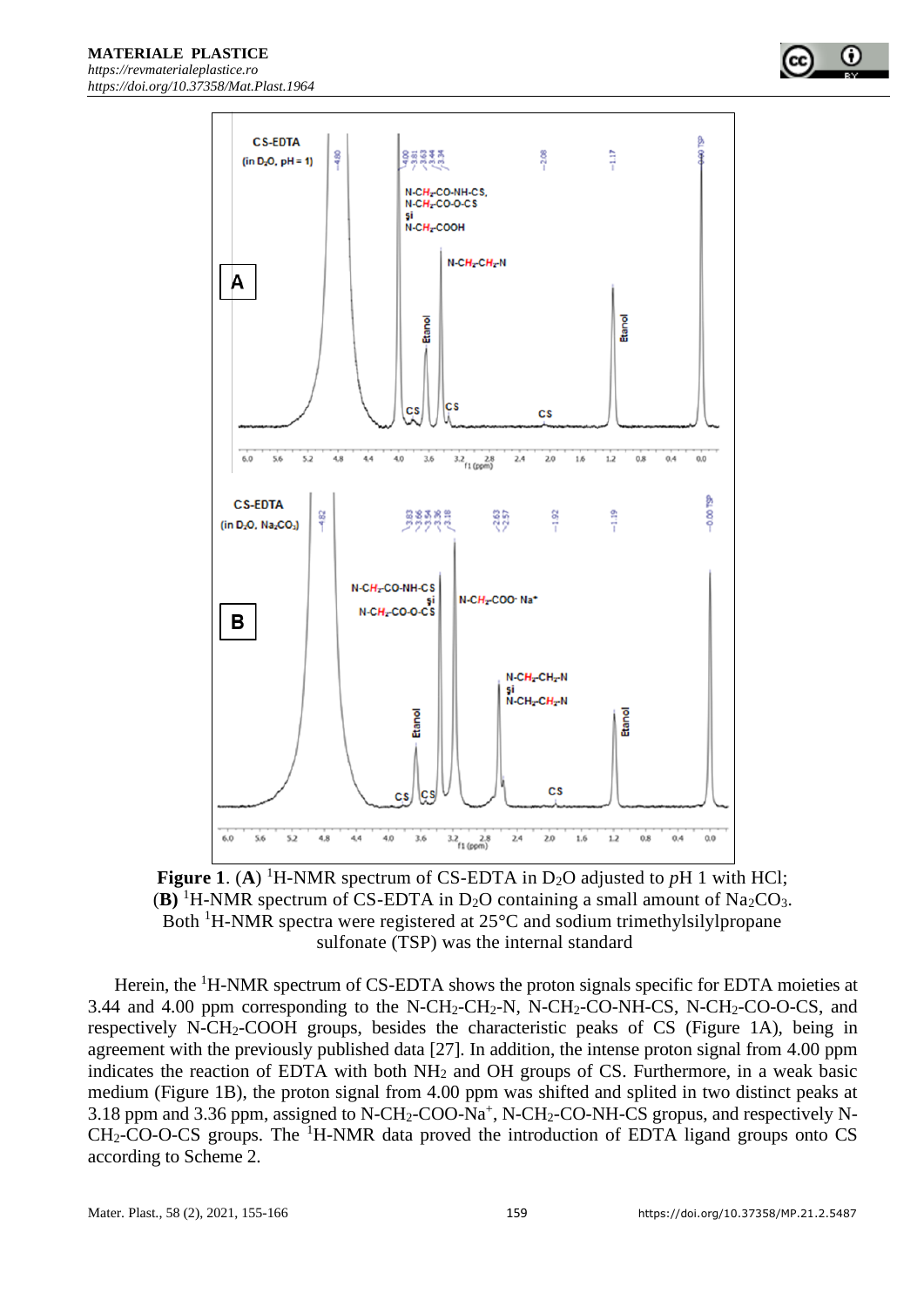**Figure 1**. (**A**) $^1$H-NMR spectrum of CS-EDTA in $D_2O$ adjusted to *p*H 1 with HCl; (**B**) $^1$H-NMR spectrum of CS-EDTA in $D_2O$ containing a small amount of $Na_2CO_3$. Both $^1$H-NMR spectra were registered at 25°C and sodium trimethylsilylpropane sulfonate (TSP) was the internal standard

Herein, the $^1$H-NMR spectrum of CS-EDTA shows the proton signals specific for EDTA moieties at 3.44 and 4.00 ppm corresponding to the N-$CH_2$-$CH_2$-N, N-$CH_2$-CO-NH-CS, N-$CH_2$-CO-O-CS, and respectively N-$CH_2$-COOH groups, besides the characteristic peaks of CS (Figure 1A), being in agreement with the previously published data [27]. In addition, the intense proton signal from 4.00 ppm indicates the reaction of EDTA with both $NH_2$ and OH groups of CS. Furthermore, in a weak basic medium (Figure 1B), the proton signal from 4.00 ppm was shifted and splited in two distinct peaks at 3.18 ppm and 3.36 ppm, assigned to N-$CH_2$-COO-$Na^+$, N-$CH_2$-CO-NH-CS gropus, and respectively N-$CH_2$-CO-O-CS groups. The $^1$H-NMR data proved the introduction of EDTA ligand groups onto CS according to Scheme 2.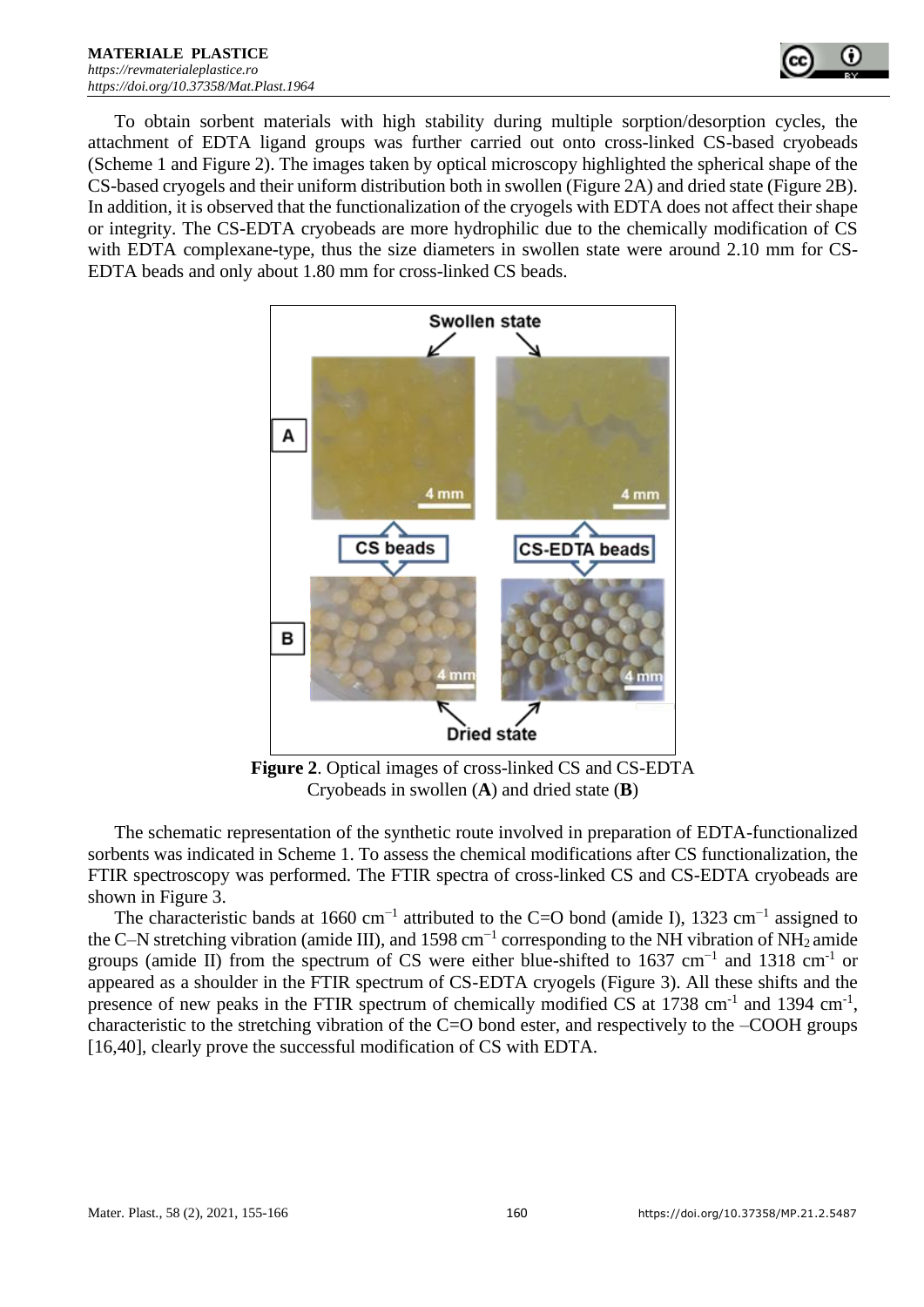To obtain sorbent materials with high stability during multiple sorption/desorption cycles, the attachment of EDTA ligand groups was further carried out onto cross-linked CS-based cryobeads (Scheme 1 and Figure 2). The images taken by optical microscopy highlighted the spherical shape of the CS-based cryogels and their uniform distribution both in swollen (Figure 2A) and dried state (Figure 2B). In addition, it is observed that the functionalization of the cryogels with EDTA does not affect their shape or integrity. The CS-EDTA cryobeads are more hydrophilic due to the chemically modification of CS with EDTA complexane-type, thus the size diameters in swollen state were around 2.10 mm for CS-EDTA beads and only about 1.80 mm for cross-linked CS beads.

**Figure 2**. Optical images of cross-linked CS and CS-EDTA Cryobeads in swollen (**A**) and dried state (**B**)

The schematic representation of the synthetic route involved in preparation of EDTA-functionalized sorbents was indicated in Scheme 1. To assess the chemical modifications after CS functionalization, the FTIR spectroscopy was performed. The FTIR spectra of cross-linked CS and CS-EDTA cryobeads are shown in Figure 3.

The characteristic bands at 1660 $cm^{-1}$ attributed to the C=O bond (amide I), 1323 $cm^{-1}$ assigned to the C–N stretching vibration (amide III), and 1598 $cm^{-1}$ corresponding to the NH vibration of $NH_2$ amide groups (amide II) from the spectrum of CS were either blue-shifted to 1637 $cm^{-1}$ and 1318 $cm^{-1}$ or appeared as a shoulder in the FTIR spectrum of CS-EDTA cryogels (Figure 3). All these shifts and the presence of new peaks in the FTIR spectrum of chemically modified CS at 1738 $cm^{-1}$ and 1394 $cm^{-1}$, characteristic to the stretching vibration of the C=O bond ester, and respectively to the –COOH groups [16,40], clearly prove the successful modification of CS with EDTA.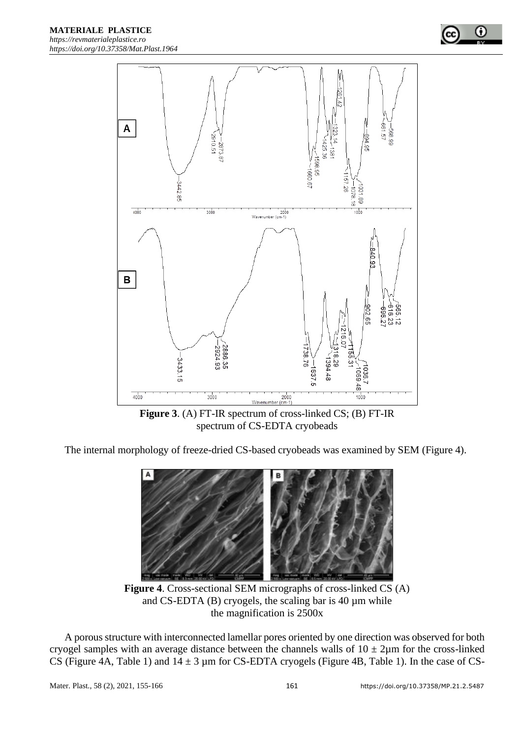**Figure 3**. (A) FT-IR spectrum of cross-linked CS; (B) FT-IR spectrum of CS-EDTA cryobeads

The internal morphology of freeze-dried CS-based cryobeads was examined by SEM (Figure 4).

**Figure 4**. Cross-sectional SEM micrographs of cross-linked CS (A) and CS-EDTA (B) cryogels, the scaling bar is 40 µm while the magnification is 2500x

A porous structure with interconnected lamellar pores oriented by one direction was observed for both cryogel samples with an average distance between the channels walls of $10 \pm 2$µm for the cross-linked CS (Figure 4A, Table 1) and $14 \pm 3$ µm for CS-EDTA cryogels (Figure 4B, Table 1). In the case of CS-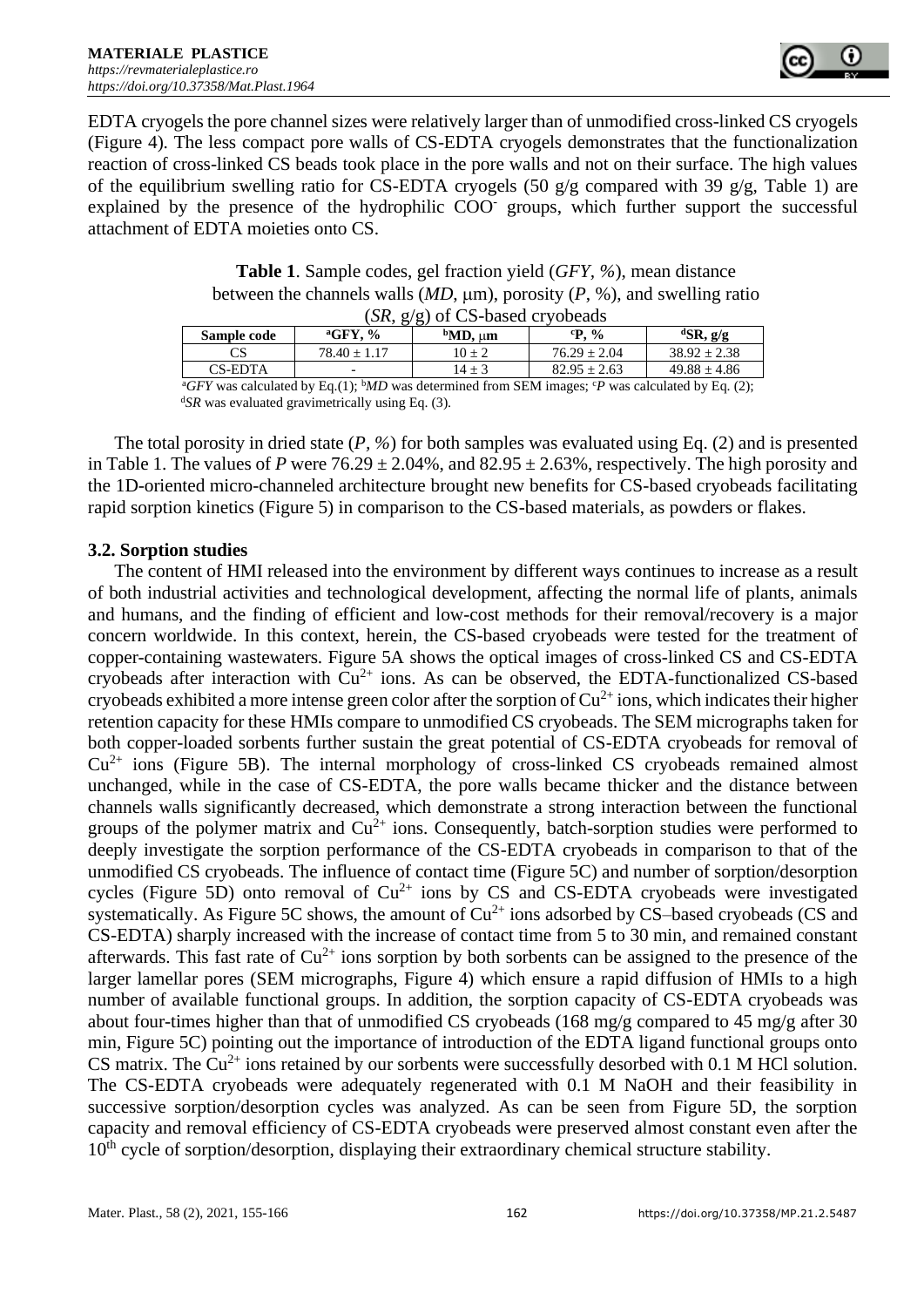EDTA cryogels the pore channel sizes were relatively larger than of unmodified cross-linked CS cryogels (Figure 4). The less compact pore walls of CS-EDTA cryogels demonstrates that the functionalization reaction of cross-linked CS beads took place in the pore walls and not on their surface. The high values of the equilibrium swelling ratio for CS-EDTA cryogels (50 g/g compared with 39 g/g, Table 1) are explained by the presence of the hydrophilic $COO^-$ groups, which further support the successful attachment of EDTA moieties onto CS.

**Table 1**. Sample codes, gel fraction yield (*GFY*, *%*), mean distance between the channels walls (*MD*, μm), porosity (*P*, %), and swelling ratio (*SR*, g/g) of CS-based cryobeads

| Sample code | [a]GFY, % | [b]MD, μm | [c]P, % | [d]SR, g/g |
|---|---|---|---|---|
| CS | 78.40 ± 1.17 | 10 ± 2 | 76.29 ± 2.04 | 38.92 ± 2.38 |
| CS-EDTA | - | 14 ± 3 | 82.95 ± 2.63 | 49.88 ± 4.86 |

[a]*GFY* was calculated by Eq.(1); [b]*MD* was determined from SEM images; [c]*P* was calculated by Eq. (2); [d]*SR* was evaluated gravimetrically using Eq. (3).

The total porosity in dried state (*P, %*) for both samples was evaluated using Eq. (2) and is presented in Table 1. The values of *P* were 76.29 ± 2.04%, and 82.95 ± 2.63%, respectively. The high porosity and the 1D-oriented micro-channeled architecture brought new benefits for CS-based cryobeads facilitating rapid sorption kinetics (Figure 5) in comparison to the CS-based materials, as powders or flakes.

### 3.2. Sorption studies

The content of HMI released into the environment by different ways continues to increase as a result of both industrial activities and technological development, affecting the normal life of plants, animals and humans, and the finding of efficient and low-cost methods for their removal/recovery is a major concern worldwide. In this context, herein, the CS-based cryobeads were tested for the treatment of copper-containing wastewaters. Figure 5A shows the optical images of cross-linked CS and CS-EDTA cryobeads after interaction with $Cu^{2+}$ ions. As can be observed, the EDTA-functionalized CS-based cryobeads exhibited a more intense green color after the sorption of $Cu^{2+}$ ions, which indicates their higher retention capacity for these HMIs compare to unmodified CS cryobeads. The SEM micrographs taken for both copper-loaded sorbents further sustain the great potential of CS-EDTA cryobeads for removal of $Cu^{2+}$ ions (Figure 5B). The internal morphology of cross-linked CS cryobeads remained almost unchanged, while in the case of CS-EDTA, the pore walls became thicker and the distance between channels walls significantly decreased, which demonstrate a strong interaction between the functional groups of the polymer matrix and $Cu^{2+}$ ions. Consequently, batch-sorption studies were performed to deeply investigate the sorption performance of the CS-EDTA cryobeads in comparison to that of the unmodified CS cryobeads. The influence of contact time (Figure 5C) and number of sorption/desorption cycles (Figure 5D) onto removal of $Cu^{2+}$ ions by CS and CS-EDTA cryobeads were investigated systematically. As Figure 5C shows, the amount of $Cu^{2+}$ ions adsorbed by CS–based cryobeads (CS and CS-EDTA) sharply increased with the increase of contact time from 5 to 30 min, and remained constant afterwards. This fast rate of $Cu^{2+}$ ions sorption by both sorbents can be assigned to the presence of the larger lamellar pores (SEM micrographs, Figure 4) which ensure a rapid diffusion of HMIs to a high number of available functional groups. In addition, the sorption capacity of CS-EDTA cryobeads was about four-times higher than that of unmodified CS cryobeads (168 mg/g compared to 45 mg/g after 30 min, Figure 5C) pointing out the importance of introduction of the EDTA ligand functional groups onto CS matrix. The $Cu^{2+}$ ions retained by our sorbents were successfully desorbed with 0.1 M HCl solution. The CS-EDTA cryobeads were adequately regenerated with 0.1 M NaOH and their feasibility in successive sorption/desorption cycles was analyzed. As can be seen from Figure 5D, the sorption capacity and removal efficiency of CS-EDTA cryobeads were preserved almost constant even after the 10[th] cycle of sorption/desorption, displaying their extraordinary chemical structure stability.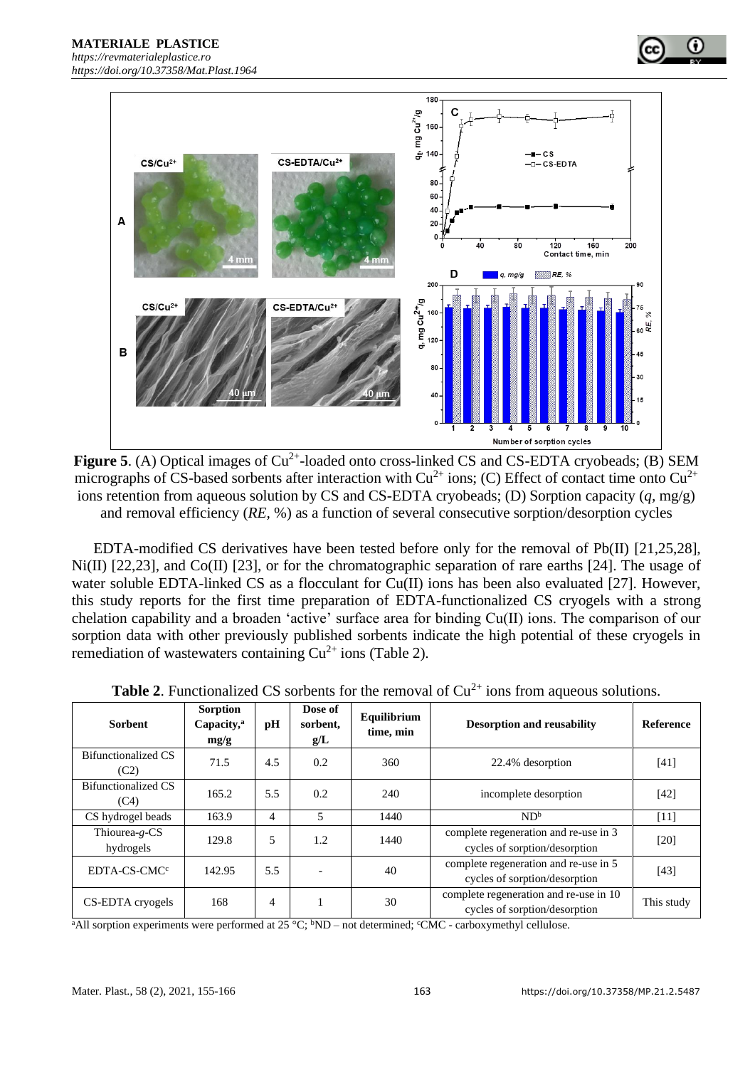**Figure 5**. (A) Optical images of $Cu^{2+}$-loaded onto cross-linked CS and CS-EDTA cryobeads; (B) SEM micrographs of CS-based sorbents after interaction with $Cu^{2+}$ ions; (C) Effect of contact time onto $Cu^{2+}$ ions retention from aqueous solution by CS and CS-EDTA cryobeads; (D) Sorption capacity (*q*, mg/g) and removal efficiency (*RE*, %) as a function of several consecutive sorption/desorption cycles

EDTA-modified CS derivatives have been tested before only for the removal of Pb(II) [21,25,28], Ni(II) [22,23], and Co(II) [23], or for the chromatographic separation of rare earths [24]. The usage of water soluble EDTA-linked CS as a flocculant for Cu(II) ions has been also evaluated [27]. However, this study reports for the first time preparation of EDTA-functionalized CS cryogels with a strong chelation capability and a broaden 'active' surface area for binding Cu(II) ions. The comparison of our sorption data with other previously published sorbents indicate the high potential of these cryogels in remediation of wastewaters containing $Cu^{2+}$ ions (Table 2).

**Table 2**. Functionalized CS sorbents for the removal of $Cu^{2+}$ ions from aqueous solutions.

| Sorbent | Sorption Capacity,[a] mg/g | pH | Dose of sorbent, g/L | Equilibrium time, min | Desorption and reusability | Reference |
|---|---|---|---|---|---|---|
| Bifunctionalized CS (C2) | 71.5 | 4.5 | 0.2 | 360 | 22.4% desorption | [41] |
| Bifunctionalized CS (C4) | 165.2 | 5.5 | 0.2 | 240 | incomplete desorption | [42] |
| CS hydrogel beads | 163.9 | 4 | 5 | 1440 | ND[b] | [11] |
| Thiourea-*g*-CS hydrogels | 129.8 | 5 | 1.2 | 1440 | complete regeneration and re-use in 3 cycles of sorption/desorption | [20] |
| EDTA-CS-CMC[c] | 142.95 | 5.5 | - | 40 | complete regeneration and re-use in 5 cycles of sorption/desorption | [43] |
| CS-EDTA cryogels | 168 | 4 | 1 | 30 | complete regeneration and re-use in 10 cycles of sorption/desorption | This study |

[a]All sorption experiments were performed at 25 °C; [b]ND – not determined; [c]CMC - carboxymethyl cellulose.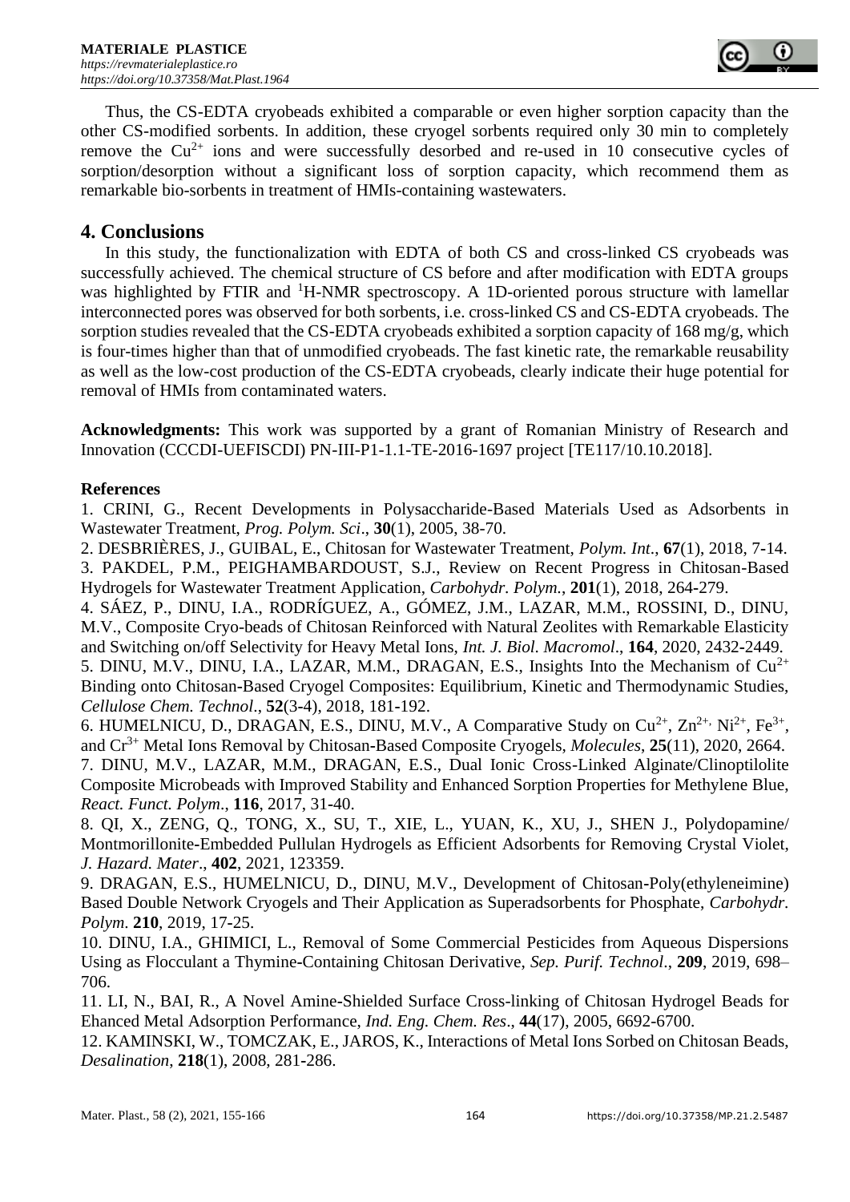Thus, the CS-EDTA cryobeads exhibited a comparable or even higher sorption capacity than the other CS-modified sorbents. In addition, these cryogel sorbents required only 30 min to completely remove the $Cu^{2+}$ ions and were successfully desorbed and re-used in 10 consecutive cycles of sorption/desorption without a significant loss of sorption capacity, which recommend them as remarkable bio-sorbents in treatment of HMIs-containing wastewaters.

## 4. Conclusions

In this study, the functionalization with EDTA of both CS and cross-linked CS cryobeads was successfully achieved. The chemical structure of CS before and after modification with EDTA groups was highlighted by FTIR and $^1$H-NMR spectroscopy. A 1D-oriented porous structure with lamellar interconnected pores was observed for both sorbents, i.e. cross-linked CS and CS-EDTA cryobeads. The sorption studies revealed that the CS-EDTA cryobeads exhibited a sorption capacity of 168 mg/g, which is four-times higher than that of unmodified cryobeads. The fast kinetic rate, the remarkable reusability as well as the low-cost production of the CS-EDTA cryobeads, clearly indicate their huge potential for removal of HMIs from contaminated waters.

**Acknowledgments:** This work was supported by a grant of Romanian Ministry of Research and Innovation (CCCDI-UEFISCDI) PN-III-P1-1.1-TE-2016-1697 project [TE117/10.10.2018].

**References**

1. CRINI, G., Recent Developments in Polysaccharide-Based Materials Used as Adsorbents in Wastewater Treatment, *Prog. Polym. Sci*., **30**(1), 2005, 38-70.
2. DESBRIÈRES, J., GUIBAL, E., Chitosan for Wastewater Treatment, *Polym. Int*., **67**(1), 2018, 7-14.
3. PAKDEL, P.M., PEIGHAMBARDOUST, S.J., Review on Recent Progress in Chitosan-Based Hydrogels for Wastewater Treatment Application, *Carbohydr. Polym.*, **201**(1), 2018, 264-279.
4. SÁEZ, P., DINU, I.A., RODRÍGUEZ, A., GÓMEZ, J.M., LAZAR, M.M., ROSSINI, D., DINU, M.V., Composite Cryo-beads of Chitosan Reinforced with Natural Zeolites with Remarkable Elasticity and Switching on/off Selectivity for Heavy Metal Ions, *Int. J. Biol. Macromol*., **164**, 2020, 2432-2449.
5. DINU, M.V., DINU, I.A., LAZAR, M.M., DRAGAN, E.S., Insights Into the Mechanism of $Cu^{2+}$ Binding onto Chitosan-Based Cryogel Composites: Equilibrium, Kinetic and Thermodynamic Studies, *Cellulose Chem. Technol*., **52**(3-4), 2018, 181-192.
6. HUMELNICU, D., DRAGAN, E.S., DINU, M.V., A Comparative Study on $Cu^{2+}$, $Zn^{2+}$, $Ni^{2+}$, $Fe^{3+}$, and $Cr^{3+}$ Metal Ions Removal by Chitosan-Based Composite Cryogels, *Molecules*, **25**(11), 2020, 2664.
7. DINU, M.V., LAZAR, M.M., DRAGAN, E.S., Dual Ionic Cross-Linked Alginate/Clinoptilolite Composite Microbeads with Improved Stability and Enhanced Sorption Properties for Methylene Blue, *React. Funct. Polym*., **116**, 2017, 31-40.
8. QI, X., ZENG, Q., TONG, X., SU, T., XIE, L., YUAN, K., XU, J., SHEN J., Polydopamine/ Montmorillonite-Embedded Pullulan Hydrogels as Efficient Adsorbents for Removing Crystal Violet, *J. Hazard. Mater*., **402**, 2021, 123359.
9. DRAGAN, E.S., HUMELNICU, D., DINU, M.V., Development of Chitosan-Poly(ethyleneimine) Based Double Network Cryogels and Their Application as Superadsorbents for Phosphate, *Carbohydr. Polym*. **210**, 2019, 17-25.
10. DINU, I.A., GHIMICI, L., Removal of Some Commercial Pesticides from Aqueous Dispersions Using as Flocculant a Thymine-Containing Chitosan Derivative, *Sep. Purif. Technol*., **209**, 2019, 698–706.
11. LI, N., BAI, R., A Novel Amine-Shielded Surface Cross-linking of Chitosan Hydrogel Beads for Ehanced Metal Adsorption Performance, *Ind. Eng. Chem. Res*., **44**(17), 2005, 6692-6700.
12. KAMINSKI, W., TOMCZAK, E., JAROS, K., Interactions of Metal Ions Sorbed on Chitosan Beads, *Desalination*, **218**(1), 2008, 281-286.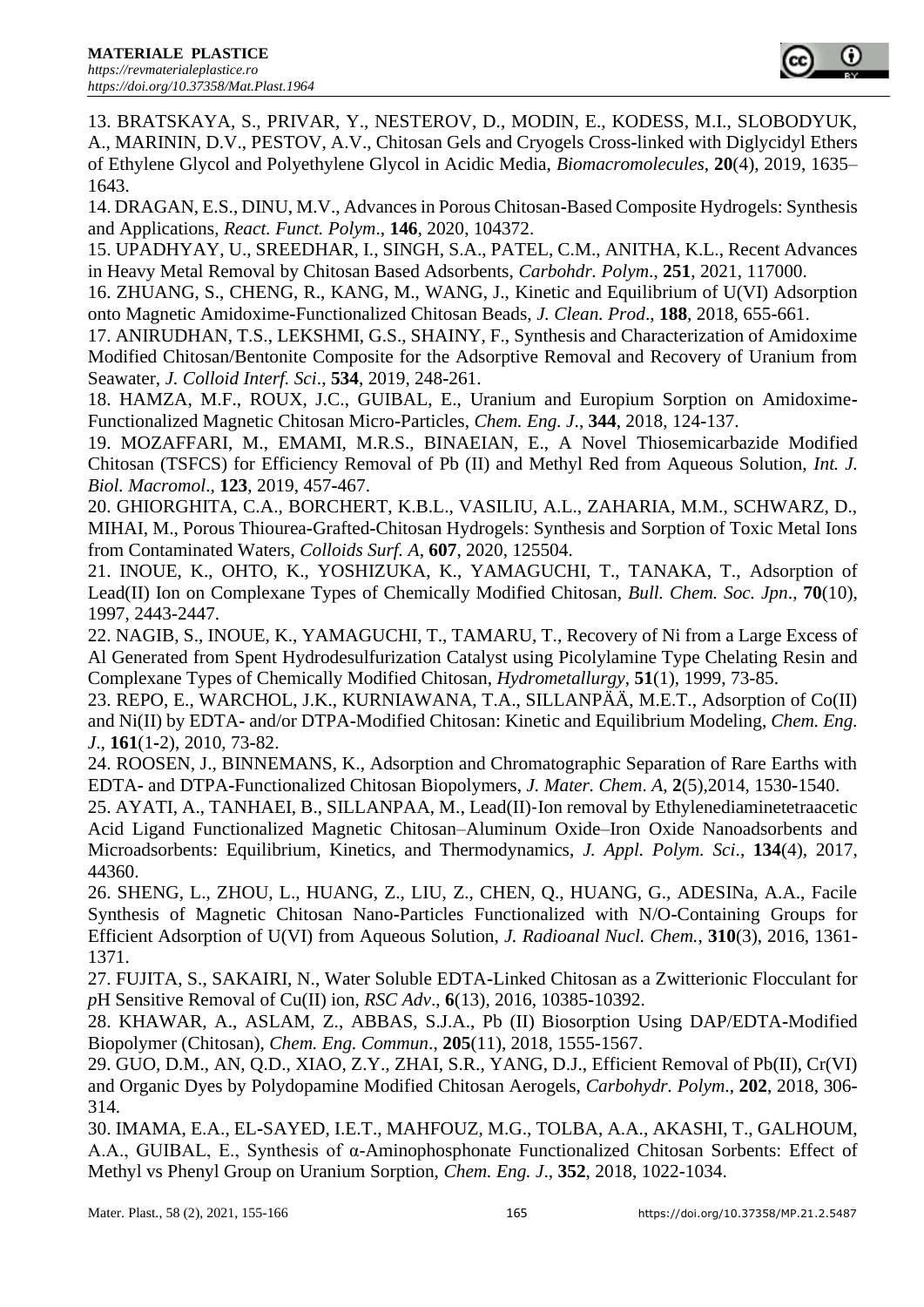13. BRATSKAYA, S., PRIVAR, Y., NESTEROV, D., MODIN, E., KODESS, M.I., SLOBODYUK, A., MARININ, D.V., PESTOV, A.V., Chitosan Gels and Cryogels Cross-linked with Diglycidyl Ethers of Ethylene Glycol and Polyethylene Glycol in Acidic Media, *Biomacromolecules*, **20**(4), 2019, 1635–1643.

14. DRAGAN, E.S., DINU, M.V., Advances in Porous Chitosan-Based Composite Hydrogels: Synthesis and Applications, *React. Funct. Polym*., **146**, 2020, 104372.

15. UPADHYAY, U., SREEDHAR, I., SINGH, S.A., PATEL, C.M., ANITHA, K.L., Recent Advances in Heavy Metal Removal by Chitosan Based Adsorbents, *Carbohdr. Polym*., **251**, 2021, 117000.

16. ZHUANG, S., CHENG, R., KANG, M., WANG, J., Kinetic and Equilibrium of U(VI) Adsorption onto Magnetic Amidoxime-Functionalized Chitosan Beads, *J. Clean. Prod*., **188**, 2018, 655-661.

17. ANIRUDHAN, T.S., LEKSHMI, G.S., SHAINY, F., Synthesis and Characterization of Amidoxime Modified Chitosan/Bentonite Composite for the Adsorptive Removal and Recovery of Uranium from Seawater, *J. Colloid Interf. Sci*., **534**, 2019, 248-261.

18. HAMZA, M.F., ROUX, J.C., GUIBAL, E., Uranium and Europium Sorption on Amidoxime-Functionalized Magnetic Chitosan Micro-Particles, *Chem. Eng. J*., **344**, 2018, 124-137.

19. MOZAFFARI, M., EMAMI, M.R.S., BINAEIAN, E., A Novel Thiosemicarbazide Modified Chitosan (TSFCS) for Efficiency Removal of Pb (II) and Methyl Red from Aqueous Solution, *Int. J. Biol. Macromol*., **123**, 2019, 457-467.

20. GHIORGHITA, C.A., BORCHERT, K.B.L., VASILIU, A.L., ZAHARIA, M.M., SCHWARZ, D., MIHAI, M., Porous Thiourea-Grafted-Chitosan Hydrogels: Synthesis and Sorption of Toxic Metal Ions from Contaminated Waters, *Colloids Surf. A*, **607**, 2020, 125504.

21. INOUE, K., OHTO, K., YOSHIZUKA, K., YAMAGUCHI, T., TANAKA, T., Adsorption of Lead(II) Ion on Complexane Types of Chemically Modified Chitosan, *Bull. Chem. Soc. Jpn*., **70**(10), 1997, 2443-2447.

22. NAGIB, S., INOUE, K., YAMAGUCHI, T., TAMARU, T., Recovery of Ni from a Large Excess of Al Generated from Spent Hydrodesulfurization Catalyst using Picolylamine Type Chelating Resin and Complexane Types of Chemically Modified Chitosan, *Hydrometallurgy*, **51**(1), 1999, 73-85.

23. REPO, E., WARCHOL, J.K., KURNIAWANA, T.A., SILLANPÄÄ, M.E.T., Adsorption of Co(II) and Ni(II) by EDTA- and/or DTPA-Modified Chitosan: Kinetic and Equilibrium Modeling, *Chem. Eng. J*., **161**(1-2), 2010, 73-82.

24. ROOSEN, J., BINNEMANS, K., Adsorption and Chromatographic Separation of Rare Earths with EDTA- and DTPA-Functionalized Chitosan Biopolymers, *J. Mater. Chem. A*, **2**(5),2014, 1530-1540.

25. AYATI, A., TANHAEI, B., SILLANPAA, M., Lead(II)-Ion removal by Ethylenediaminetetraacetic Acid Ligand Functionalized Magnetic Chitosan–Aluminum Oxide–Iron Oxide Nanoadsorbents and Microadsorbents: Equilibrium, Kinetics, and Thermodynamics, *J. Appl. Polym. Sci*., **134**(4), 2017, 44360.

26. SHENG, L., ZHOU, L., HUANG, Z., LIU, Z., CHEN, Q., HUANG, G., ADESINa, A.A., Facile Synthesis of Magnetic Chitosan Nano-Particles Functionalized with N/O-Containing Groups for Efficient Adsorption of U(VI) from Aqueous Solution, *J. Radioanal Nucl. Chem.*, **310**(3), 2016, 1361-1371.

27. FUJITA, S., SAKAIRI, N., Water Soluble EDTA-Linked Chitosan as a Zwitterionic Flocculant for *p*H Sensitive Removal of Cu(II) ion, *RSC Adv*., **6**(13), 2016, 10385-10392.

28. KHAWAR, A., ASLAM, Z., ABBAS, S.J.A., Pb (II) Biosorption Using DAP/EDTA-Modified Biopolymer (Chitosan), *Chem. Eng. Commun*., **205**(11), 2018, 1555-1567.

29. GUO, D.M., AN, Q.D., XIAO, Z.Y., ZHAI, S.R., YANG, D.J., Efficient Removal of Pb(II), Cr(VI) and Organic Dyes by Polydopamine Modified Chitosan Aerogels, *Carbohydr. Polym*., **202**, 2018, 306-314.

30. IMAMA, E.A., EL-SAYED, I.E.T., MAHFOUZ, M.G., TOLBA, A.A., AKASHI, T., GALHOUM, A.A., GUIBAL, E., Synthesis of α-Aminophosphonate Functionalized Chitosan Sorbents: Effect of Methyl vs Phenyl Group on Uranium Sorption, *Chem. Eng. J*., **352**, 2018, 1022-1034.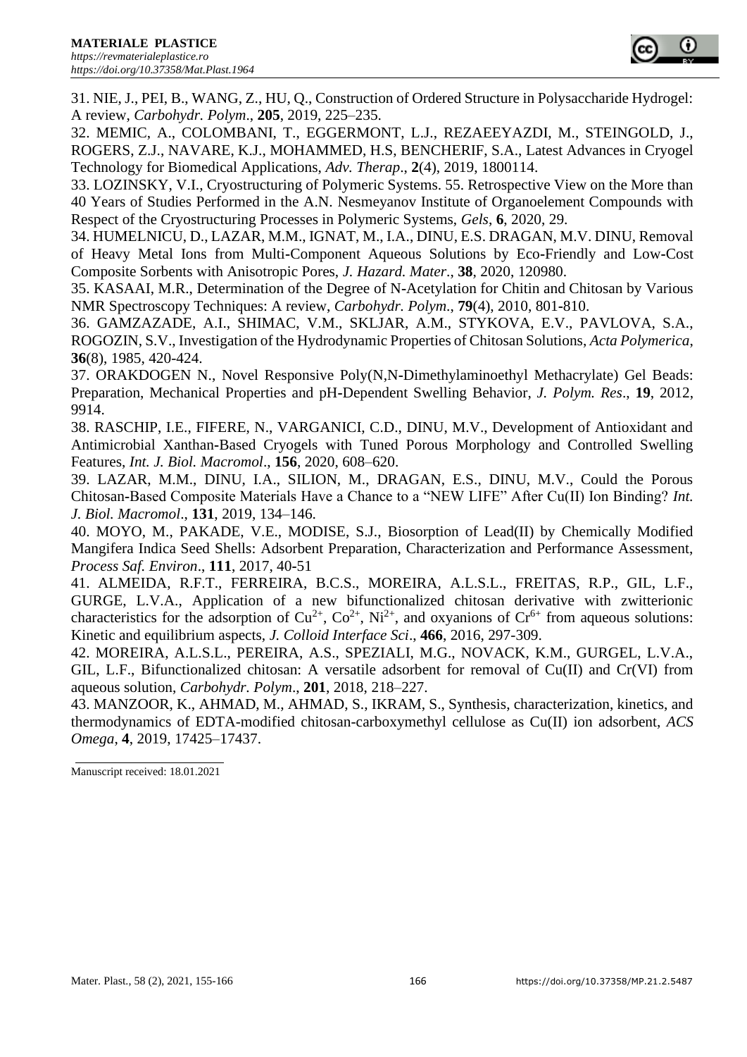31. NIE, J., PEI, B., WANG, Z., HU, Q., Construction of Ordered Structure in Polysaccharide Hydrogel: A review, *Carbohydr. Polym*., **205**, 2019, 225–235.

32. MEMIC, A., COLOMBANI, T., EGGERMONT, L.J., REZAEEYAZDI, M., STEINGOLD, J., ROGERS, Z.J., NAVARE, K.J., MOHAMMED, H.S, BENCHERIF, S.A., Latest Advances in Cryogel Technology for Biomedical Applications, *Adv. Therap*., **2**(4), 2019, 1800114.

33. LOZINSKY, V.I., Cryostructuring of Polymeric Systems. 55. Retrospective View on the More than 40 Years of Studies Performed in the A.N. Nesmeyanov Institute of Organoelement Compounds with Respect of the Cryostructuring Processes in Polymeric Systems, *Gels*, **6**, 2020, 29.

34. HUMELNICU, D., LAZAR, M.M., IGNAT, M., I.A., DINU, E.S. DRAGAN, M.V. DINU, Removal of Heavy Metal Ions from Multi-Component Aqueous Solutions by Eco-Friendly and Low-Cost Composite Sorbents with Anisotropic Pores, *J. Hazard. Mater*., **38**, 2020, 120980.

35. KASAAI, M.R., Determination of the Degree of N-Acetylation for Chitin and Chitosan by Various NMR Spectroscopy Techniques: A review, *Carbohydr. Polym*., **79**(4), 2010, 801-810.

36. GAMZAZADE, A.I., SHIMAC, V.M., SKLJAR, A.M., STYKOVA, E.V., PAVLOVA, S.A., ROGOZIN, S.V., Investigation of the Hydrodynamic Properties of Chitosan Solutions, *Acta Polymerica*, **36**(8), 1985, 420-424.

37. ORAKDOGEN N., Novel Responsive Poly(N,N-Dimethylaminoethyl Methacrylate) Gel Beads: Preparation, Mechanical Properties and pH-Dependent Swelling Behavior, *J. Polym. Res*., **19**, 2012, 9914.

38. RASCHIP, I.E., FIFERE, N., VARGANICI, C.D., DINU, M.V., Development of Antioxidant and Antimicrobial Xanthan-Based Cryogels with Tuned Porous Morphology and Controlled Swelling Features, *Int. J. Biol. Macromol*., **156**, 2020, 608–620.

39. LAZAR, M.M., DINU, I.A., SILION, M., DRAGAN, E.S., DINU, M.V., Could the Porous Chitosan-Based Composite Materials Have a Chance to a "NEW LIFE" After Cu(II) Ion Binding? *Int. J. Biol. Macromol*., **131**, 2019, 134–146.

40. MOYO, M., PAKADE, V.E., MODISE, S.J., Biosorption of Lead(II) by Chemically Modified Mangifera Indica Seed Shells: Adsorbent Preparation, Characterization and Performance Assessment, *Process Saf. Environ*., **111**, 2017, 40-51

41. ALMEIDA, R.F.T., FERREIRA, B.C.S., MOREIRA, A.L.S.L., FREITAS, R.P., GIL, L.F., GURGE, L.V.A., Application of a new bifunctionalized chitosan derivative with zwitterionic characteristics for the adsorption of $Cu^{2+}$, $Co^{2+}$, $Ni^{2+}$, and oxyanions of $Cr^{6+}$ from aqueous solutions: Kinetic and equilibrium aspects, *J. Colloid Interface Sci*., **466**, 2016, 297-309.

42. MOREIRA, A.L.S.L., PEREIRA, A.S., SPEZIALI, M.G., NOVACK, K.M., GURGEL, L.V.A., GIL, L.F., Bifunctionalized chitosan: A versatile adsorbent for removal of Cu(II) and Cr(VI) from aqueous solution, *Carbohydr. Polym*., **201**, 2018, 218–227.

43. MANZOOR, K., AHMAD, M., AHMAD, S., IKRAM, S., Synthesis, characterization, kinetics, and thermodynamics of EDTA-modified chitosan-carboxymethyl cellulose as Cu(II) ion adsorbent, *ACS Omega*, **4**, 2019, 17425–17437.

Manuscript received: 18.01.2021